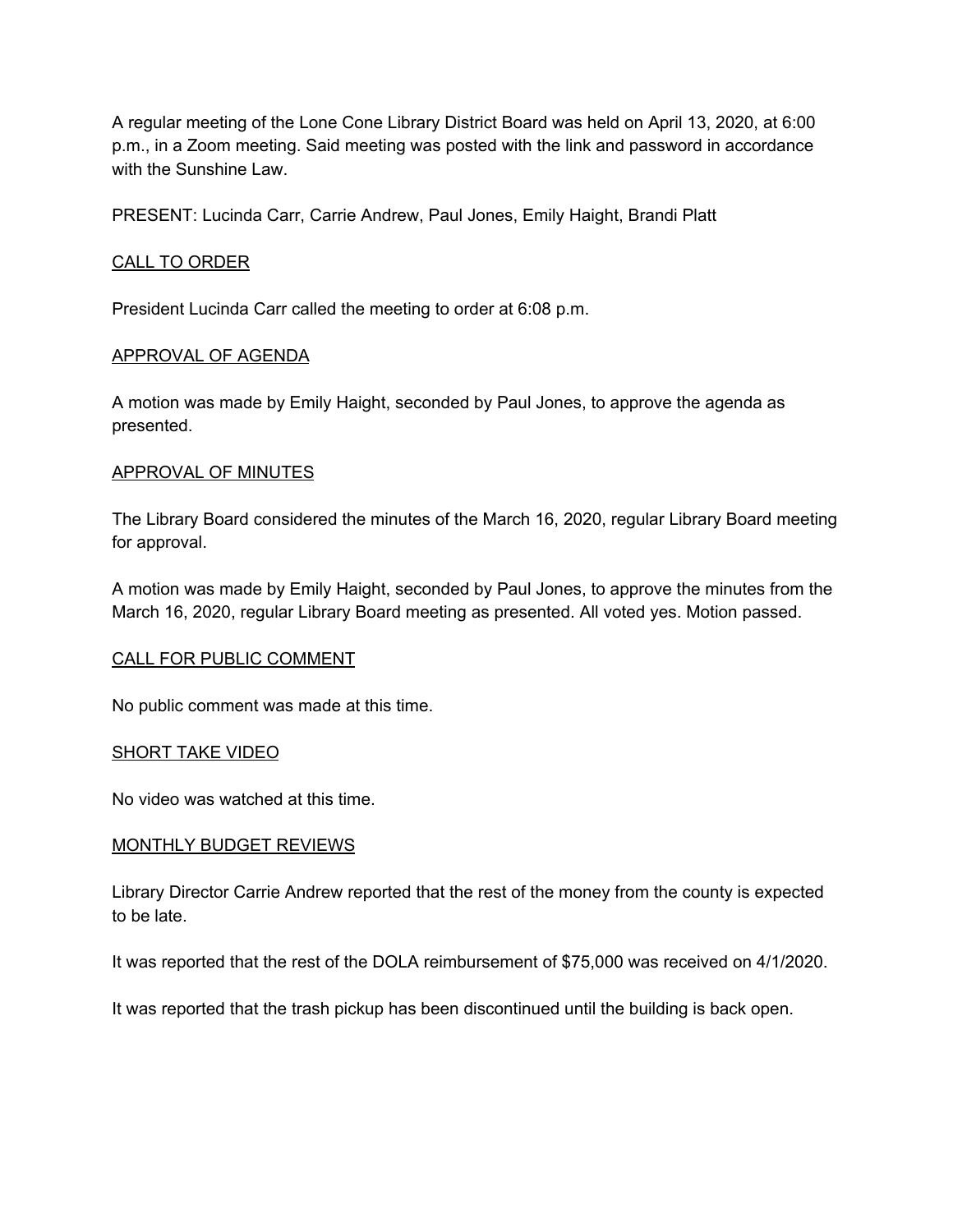A regular meeting of the Lone Cone Library District Board was held on April 13, 2020, at 6:00 p.m., in a Zoom meeting. Said meeting was posted with the link and password in accordance with the Sunshine Law.

PRESENT: Lucinda Carr, Carrie Andrew, Paul Jones, Emily Haight, Brandi Platt

<u>CALL TO ORDER</u>

President Lucinda Carr called the meeting to order at 6:08 p.m.

<u>APPROVAL OF AGENDA</u>

A motion was made by Emily Haight, seconded by Paul Jones, to approve the agenda as presented.

<u>APPROVAL OF MINUTES</u>

The Library Board considered the minutes of the March 16, 2020, regular Library Board meeting for approval.

A motion was made by Emily Haight, seconded by Paul Jones, to approve the minutes from the March 16, 2020, regular Library Board meeting as presented. All voted yes. Motion passed.

<u>CALL FOR PUBLIC COMMENT</u>

No public comment was made at this time.

<u>SHORT TAKE VIDEO</u>

No video was watched at this time.

<u>MONTHLY BUDGET REVIEWS</u>

Library Director Carrie Andrew reported that the rest of the money from the county is expected to be late.

It was reported that the rest of the DOLA reimbursement of $75,000 was received on 4/1/2020.

It was reported that the trash pickup has been discontinued until the building is back open.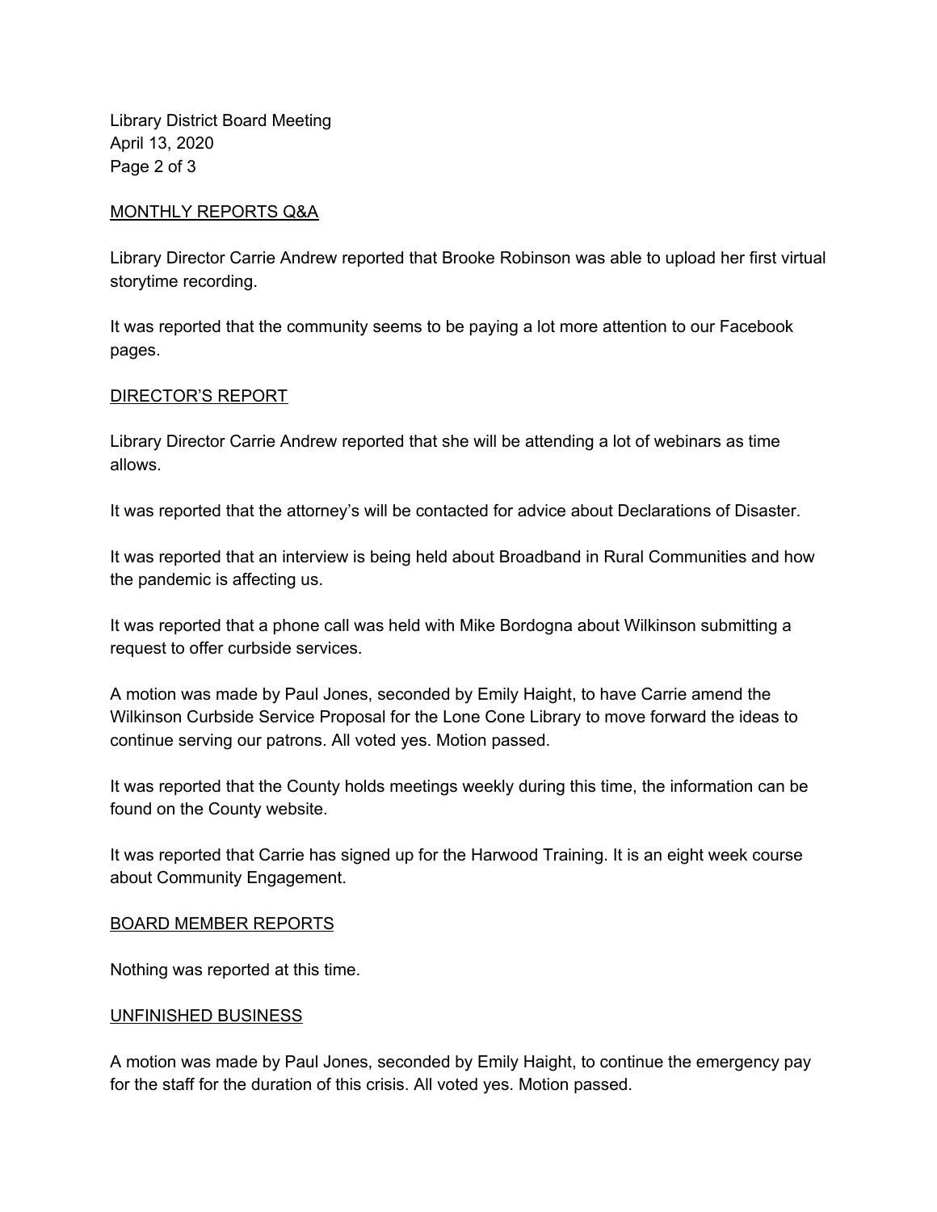## MONTHLY REPORTS Q&A

Library Director Carrie Andrew reported that Brooke Robinson was able to upload her first virtual storytime recording.

It was reported that the community seems to be paying a lot more attention to our Facebook pages.

## DIRECTOR'S REPORT

Library Director Carrie Andrew reported that she will be attending a lot of webinars as time allows.

It was reported that the attorney's will be contacted for advice about Declarations of Disaster.

It was reported that an interview is being held about Broadband in Rural Communities and how the pandemic is affecting us.

It was reported that a phone call was held with Mike Bordogna about Wilkinson submitting a request to offer curbside services.

A motion was made by Paul Jones, seconded by Emily Haight, to have Carrie amend the Wilkinson Curbside Service Proposal for the Lone Cone Library to move forward the ideas to continue serving our patrons. All voted yes. Motion passed.

It was reported that the County holds meetings weekly during this time, the information can be found on the County website.

It was reported that Carrie has signed up for the Harwood Training. It is an eight week course about Community Engagement.

## BOARD MEMBER REPORTS

Nothing was reported at this time.

## UNFINISHED BUSINESS

A motion was made by Paul Jones, seconded by Emily Haight, to continue the emergency pay for the staff for the duration of this crisis. All voted yes. Motion passed.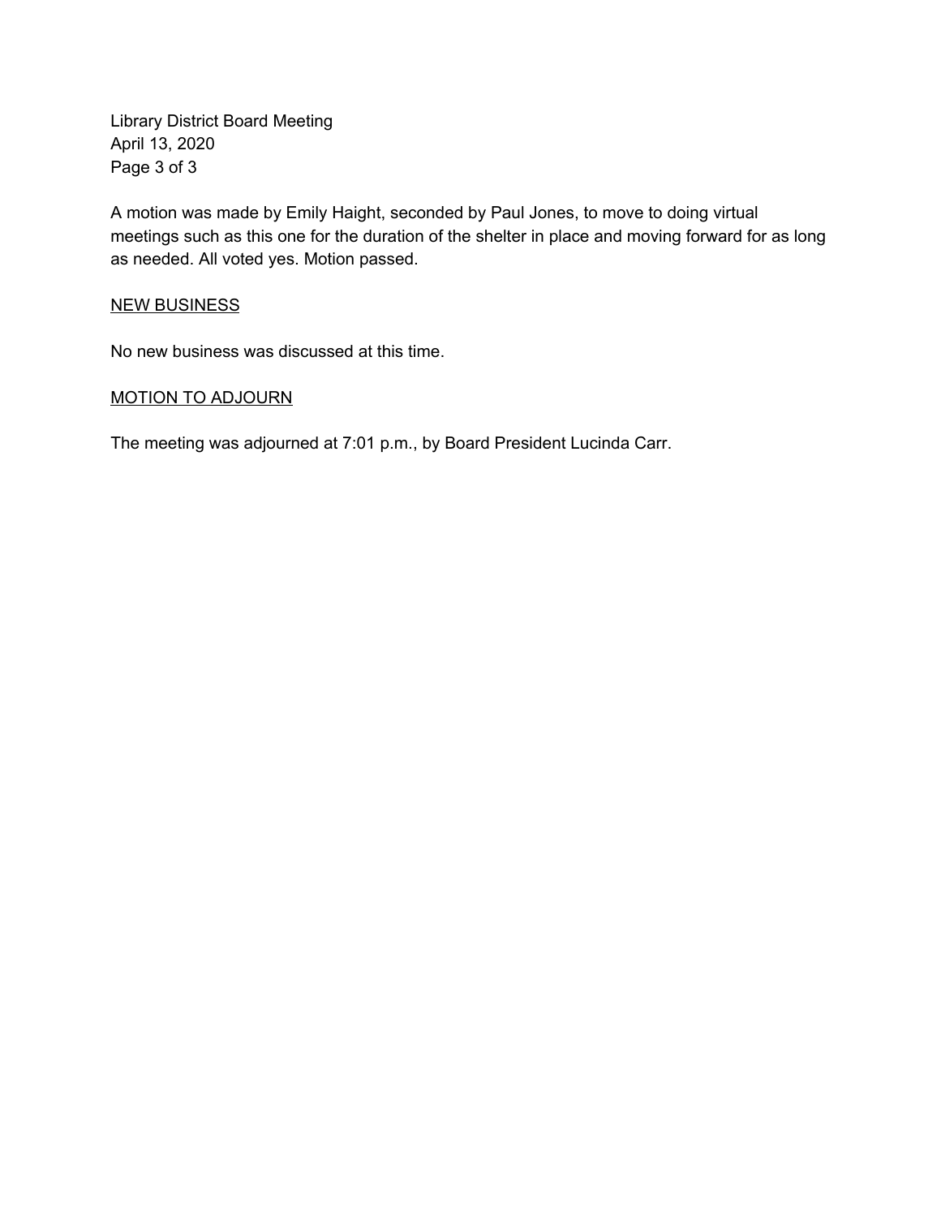A motion was made by Emily Haight, seconded by Paul Jones, to move to doing virtual meetings such as this one for the duration of the shelter in place and moving forward for as long as needed. All voted yes. Motion passed.

## NEW BUSINESS

No new business was discussed at this time.

## MOTION TO ADJOURN

The meeting was adjourned at 7:01 p.m., by Board President Lucinda Carr.